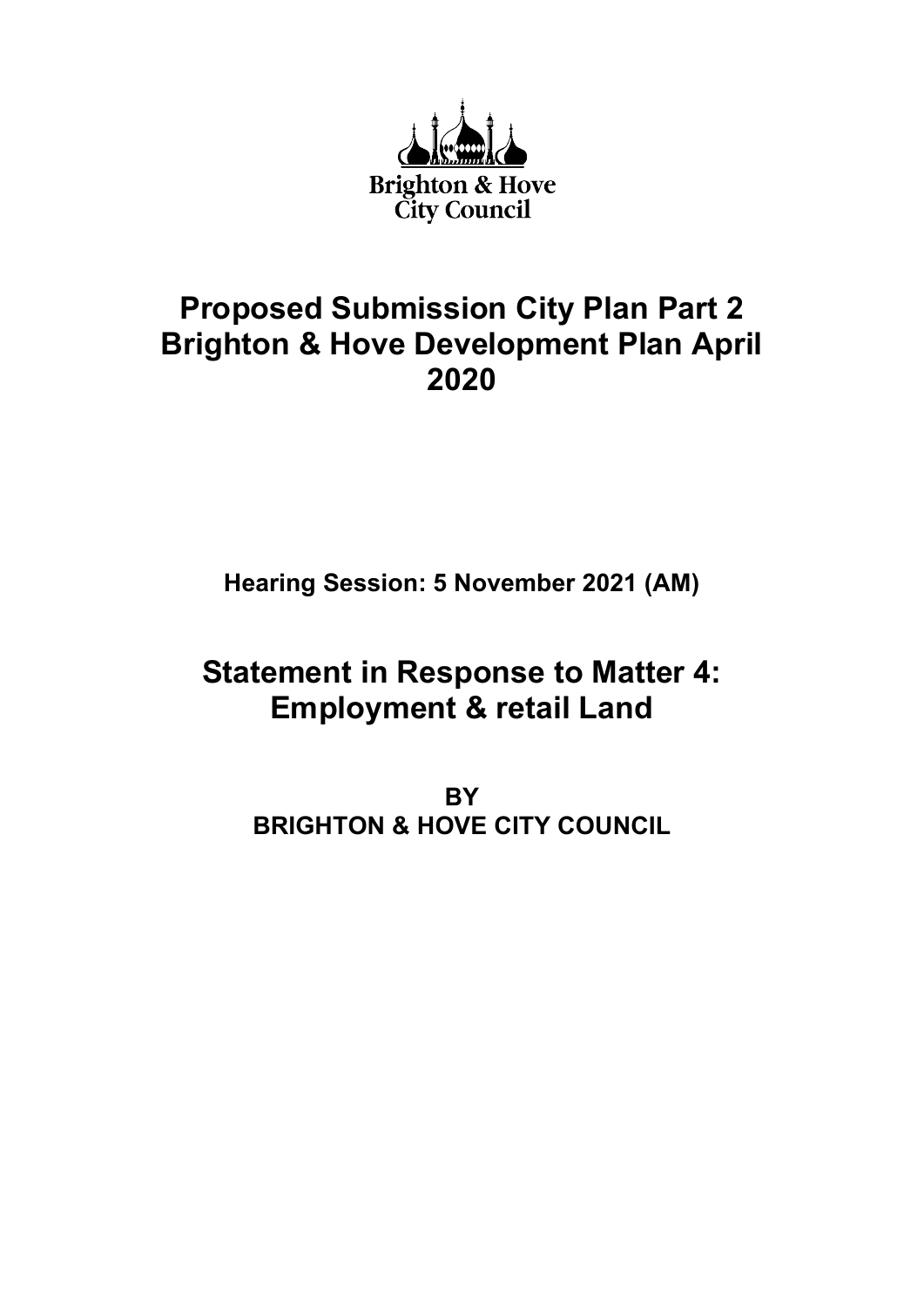Brighton & Hove
City Council

# Proposed Submission City Plan Part 2 Brighton & Hove Development Plan April 2020

**Hearing Session: 5 November 2021 (AM)**

# Statement in Response to Matter 4: Employment & retail Land

**BY**
**BRIGHTON & HOVE CITY COUNCIL**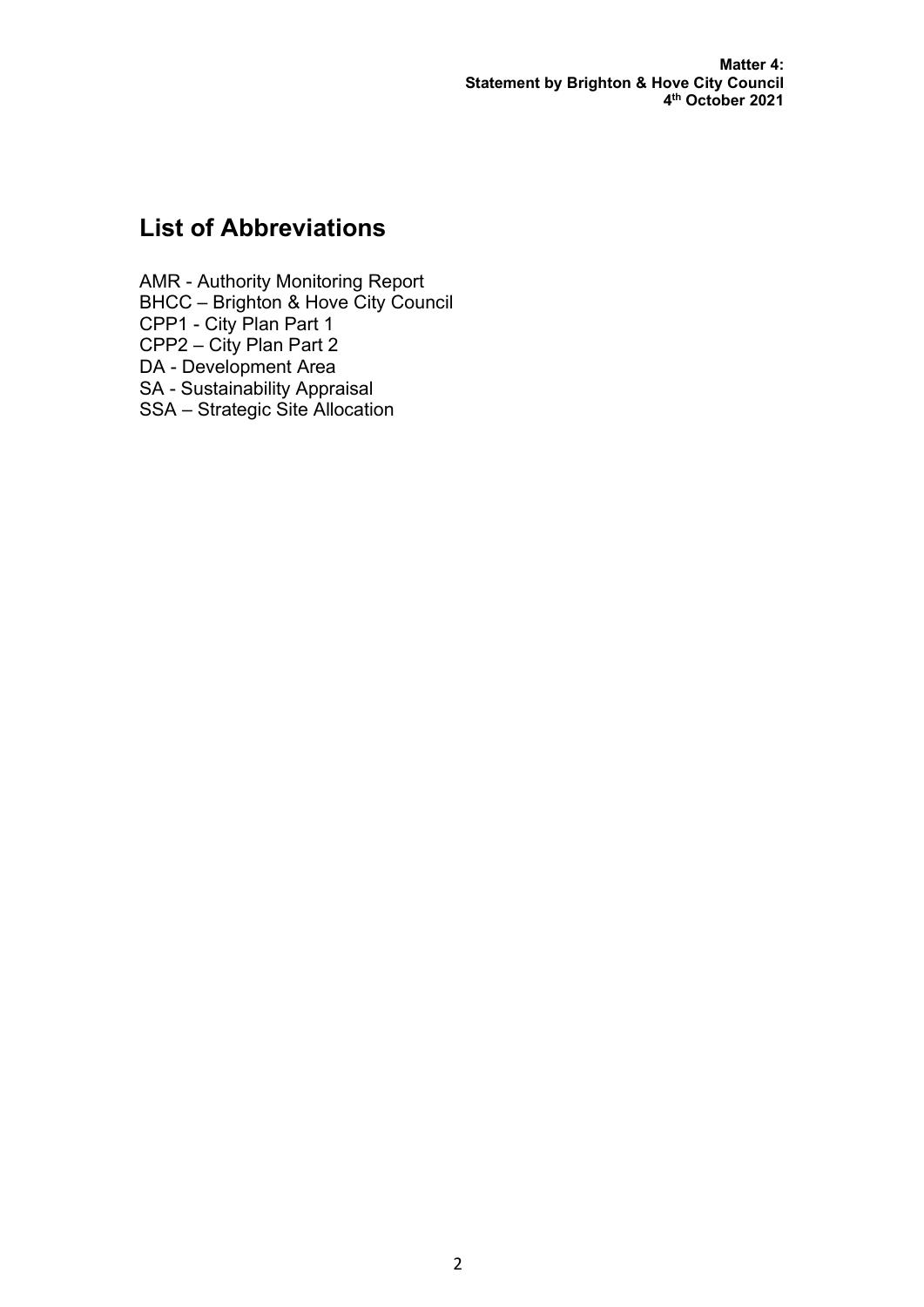## List of Abbreviations

AMR - Authority Monitoring Report
BHCC – Brighton & Hove City Council
CPP1 - City Plan Part 1
CPP2 – City Plan Part 2
DA - Development Area
SA - Sustainability Appraisal
SSA – Strategic Site Allocation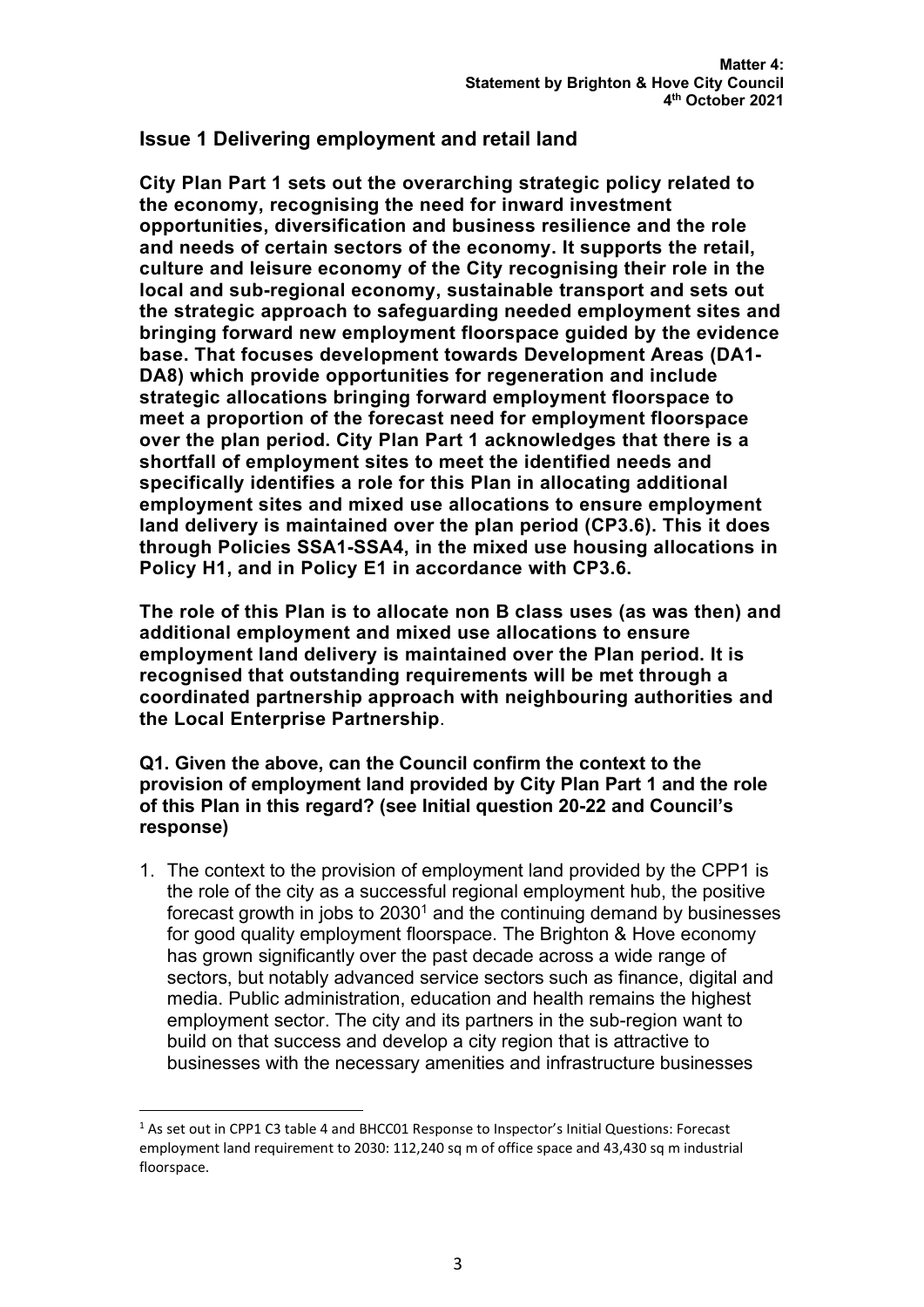## Issue 1 Delivering employment and retail land

**City Plan Part 1 sets out the overarching strategic policy related to the economy, recognising the need for inward investment opportunities, diversification and business resilience and the role and needs of certain sectors of the economy. It supports the retail, culture and leisure economy of the City recognising their role in the local and sub-regional economy, sustainable transport and sets out the strategic approach to safeguarding needed employment sites and bringing forward new employment floorspace guided by the evidence base. That focuses development towards Development Areas (DA1-DA8) which provide opportunities for regeneration and include strategic allocations bringing forward employment floorspace to meet a proportion of the forecast need for employment floorspace over the plan period. City Plan Part 1 acknowledges that there is a shortfall of employment sites to meet the identified needs and specifically identifies a role for this Plan in allocating additional employment sites and mixed use allocations to ensure employment land delivery is maintained over the plan period (CP3.6). This it does through Policies SSA1-SSA4, in the mixed use housing allocations in Policy H1, and in Policy E1 in accordance with CP3.6.**

**The role of this Plan is to allocate non B class uses (as was then) and additional employment and mixed use allocations to ensure employment land delivery is maintained over the Plan period. It is recognised that outstanding requirements will be met through a coordinated partnership approach with neighbouring authorities and the Local Enterprise Partnership**.

**Q1. Given the above, can the Council confirm the context to the provision of employment land provided by City Plan Part 1 and the role of this Plan in this regard? (see Initial question 20-22 and Council's response)**

1. The context to the provision of employment land provided by the CPP1 is the role of the city as a successful regional employment hub, the positive forecast growth in jobs to 2030[1] and the continuing demand by businesses for good quality employment floorspace. The Brighton & Hove economy has grown significantly over the past decade across a wide range of sectors, but notably advanced service sectors such as finance, digital and media. Public administration, education and health remains the highest employment sector. The city and its partners in the sub-region want to build on that success and develop a city region that is attractive to businesses with the necessary amenities and infrastructure businesses

[1] As set out in CPP1 C3 table 4 and BHCC01 Response to Inspector's Initial Questions: Forecast employment land requirement to 2030: 112,240 sq m of office space and 43,430 sq m industrial floorspace.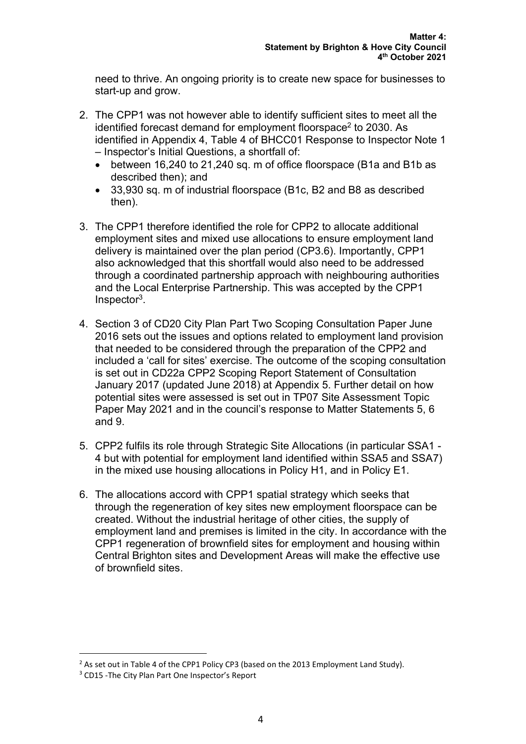need to thrive. An ongoing priority is to create new space for businesses to start-up and grow.

2. The CPP1 was not however able to identify sufficient sites to meet all the identified forecast demand for employment floorspace[2] to 2030. As identified in Appendix 4, Table 4 of BHCC01 Response to Inspector Note 1 – Inspector's Initial Questions, a shortfall of:
   - between 16,240 to 21,240 sq. m of office floorspace (B1a and B1b as described then); and
   - 33,930 sq. m of industrial floorspace (B1c, B2 and B8 as described then).

3. The CPP1 therefore identified the role for CPP2 to allocate additional employment sites and mixed use allocations to ensure employment land delivery is maintained over the plan period (CP3.6). Importantly, CPP1 also acknowledged that this shortfall would also need to be addressed through a coordinated partnership approach with neighbouring authorities and the Local Enterprise Partnership. This was accepted by the CPP1 Inspector[3].

4. Section 3 of CD20 City Plan Part Two Scoping Consultation Paper June 2016 sets out the issues and options related to employment land provision that needed to be considered through the preparation of the CPP2 and included a 'call for sites' exercise. The outcome of the scoping consultation is set out in CD22a CPP2 Scoping Report Statement of Consultation January 2017 (updated June 2018) at Appendix 5. Further detail on how potential sites were assessed is set out in TP07 Site Assessment Topic Paper May 2021 and in the council's response to Matter Statements 5, 6 and 9.

5. CPP2 fulfils its role through Strategic Site Allocations (in particular SSA1 - 4 but with potential for employment land identified within SSA5 and SSA7) in the mixed use housing allocations in Policy H1, and in Policy E1.

6. The allocations accord with CPP1 spatial strategy which seeks that through the regeneration of key sites new employment floorspace can be created. Without the industrial heritage of other cities, the supply of employment land and premises is limited in the city. In accordance with the CPP1 regeneration of brownfield sites for employment and housing within Central Brighton sites and Development Areas will make the effective use of brownfield sites.

---

[2] As set out in Table 4 of the CPP1 Policy CP3 (based on the 2013 Employment Land Study).

[3] CD15 -The City Plan Part One Inspector's Report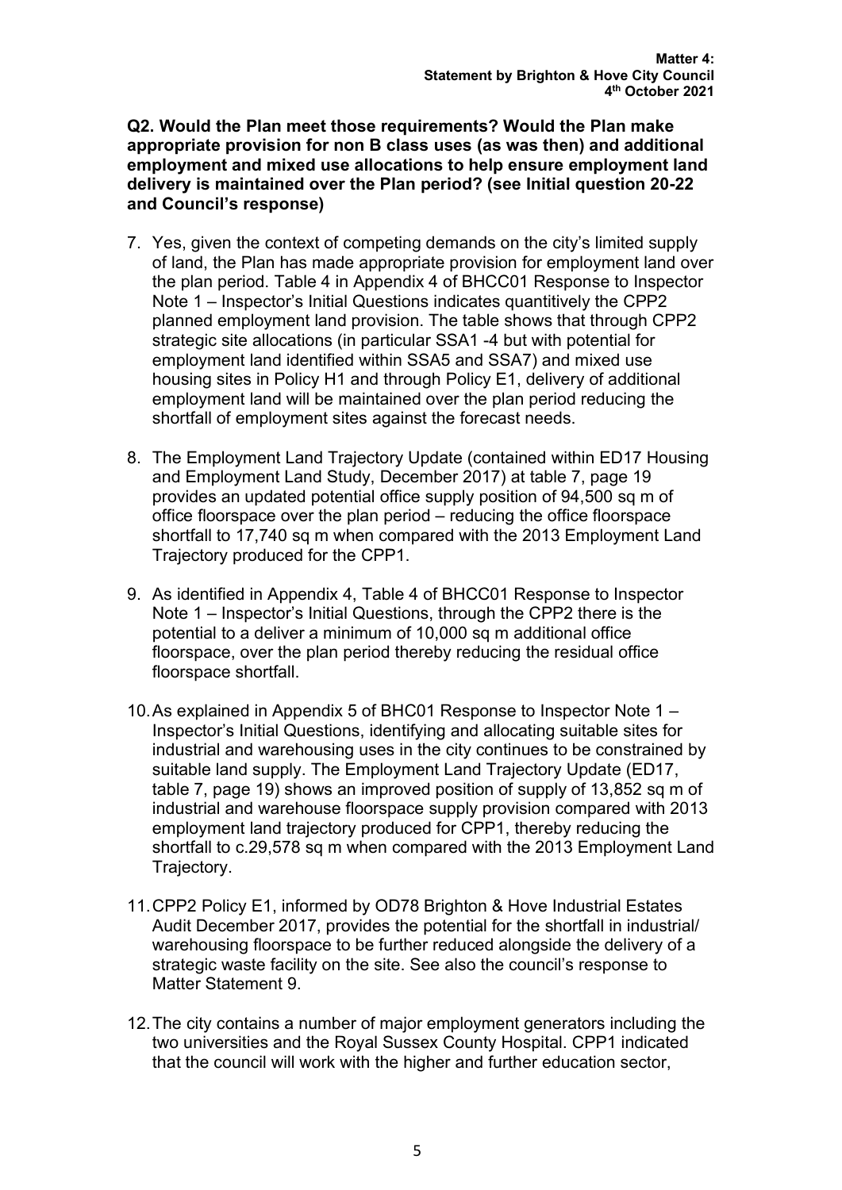**Q2. Would the Plan meet those requirements? Would the Plan make appropriate provision for non B class uses (as was then) and additional employment and mixed use allocations to help ensure employment land delivery is maintained over the Plan period? (see Initial question 20-22 and Council's response)**

7. Yes, given the context of competing demands on the city's limited supply of land, the Plan has made appropriate provision for employment land over the plan period. Table 4 in Appendix 4 of BHCC01 Response to Inspector Note 1 – Inspector's Initial Questions indicates quantitively the CPP2 planned employment land provision. The table shows that through CPP2 strategic site allocations (in particular SSA1 -4 but with potential for employment land identified within SSA5 and SSA7) and mixed use housing sites in Policy H1 and through Policy E1, delivery of additional employment land will be maintained over the plan period reducing the shortfall of employment sites against the forecast needs.

8. The Employment Land Trajectory Update (contained within ED17 Housing and Employment Land Study, December 2017) at table 7, page 19 provides an updated potential office supply position of 94,500 sq m of office floorspace over the plan period – reducing the office floorspace shortfall to 17,740 sq m when compared with the 2013 Employment Land Trajectory produced for the CPP1.

9. As identified in Appendix 4, Table 4 of BHCC01 Response to Inspector Note 1 – Inspector's Initial Questions, through the CPP2 there is the potential to a deliver a minimum of 10,000 sq m additional office floorspace, over the plan period thereby reducing the residual office floorspace shortfall.

10. As explained in Appendix 5 of BHC01 Response to Inspector Note 1 – Inspector's Initial Questions, identifying and allocating suitable sites for industrial and warehousing uses in the city continues to be constrained by suitable land supply. The Employment Land Trajectory Update (ED17, table 7, page 19) shows an improved position of supply of 13,852 sq m of industrial and warehouse floorspace supply provision compared with 2013 employment land trajectory produced for CPP1, thereby reducing the shortfall to c.29,578 sq m when compared with the 2013 Employment Land Trajectory.

11. CPP2 Policy E1, informed by OD78 Brighton & Hove Industrial Estates Audit December 2017, provides the potential for the shortfall in industrial/ warehousing floorspace to be further reduced alongside the delivery of a strategic waste facility on the site. See also the council's response to Matter Statement 9.

12. The city contains a number of major employment generators including the two universities and the Royal Sussex County Hospital. CPP1 indicated that the council will work with the higher and further education sector,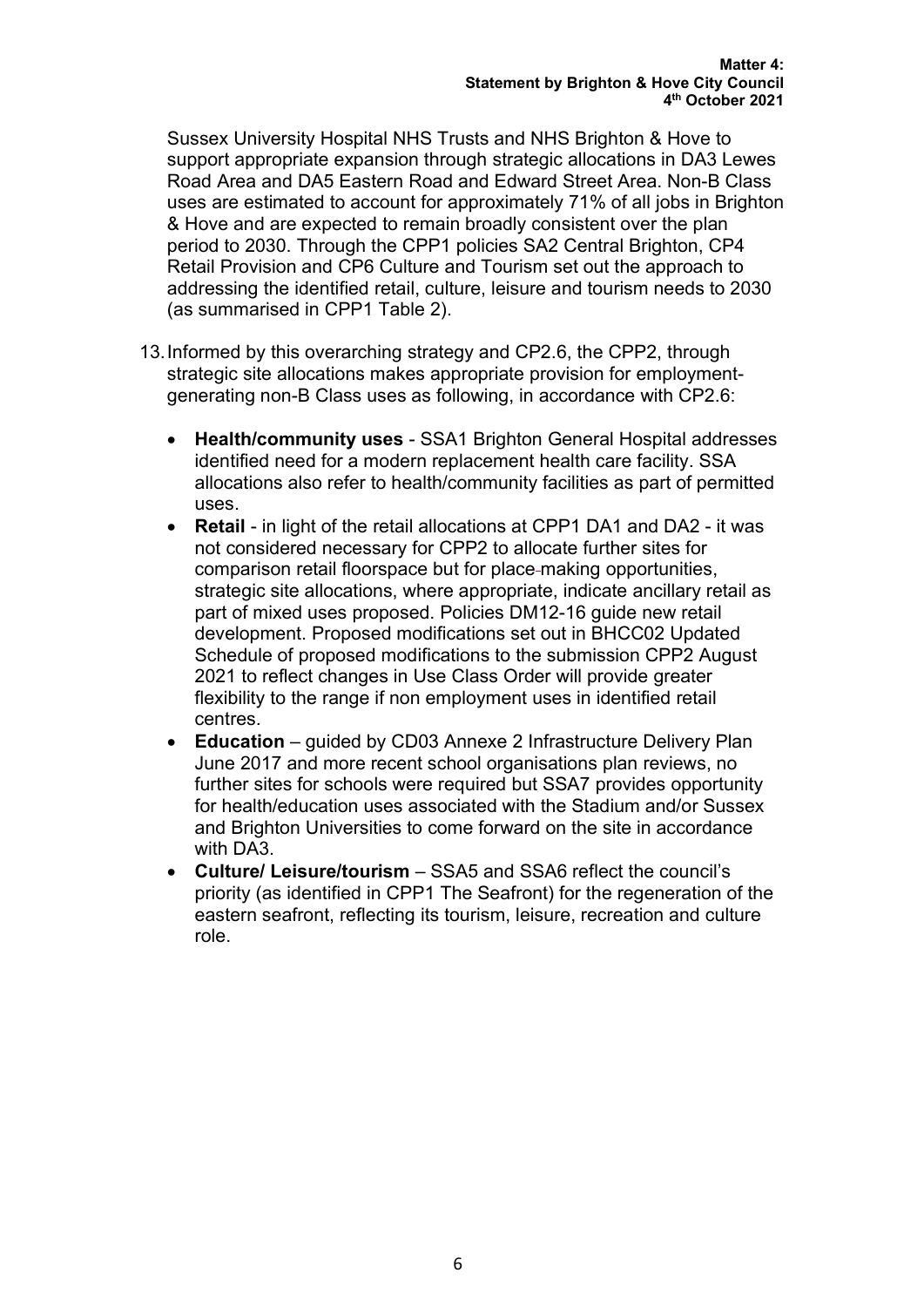Sussex University Hospital NHS Trusts and NHS Brighton & Hove to support appropriate expansion through strategic allocations in DA3 Lewes Road Area and DA5 Eastern Road and Edward Street Area. Non-B Class uses are estimated to account for approximately 71% of all jobs in Brighton & Hove and are expected to remain broadly consistent over the plan period to 2030. Through the CPP1 policies SA2 Central Brighton, CP4 Retail Provision and CP6 Culture and Tourism set out the approach to addressing the identified retail, culture, leisure and tourism needs to 2030 (as summarised in CPP1 Table 2).

13. Informed by this overarching strategy and CP2.6, the CPP2, through strategic site allocations makes appropriate provision for employment-generating non-B Class uses as following, in accordance with CP2.6:

   - **Health/community uses** - SSA1 Brighton General Hospital addresses identified need for a modern replacement health care facility. SSA allocations also refer to health/community facilities as part of permitted uses.
   - **Retail** - in light of the retail allocations at CPP1 DA1 and DA2 - it was not considered necessary for CPP2 to allocate further sites for comparison retail floorspace but for place-making opportunities, strategic site allocations, where appropriate, indicate ancillary retail as part of mixed uses proposed. Policies DM12-16 guide new retail development. Proposed modifications set out in BHCC02 Updated Schedule of proposed modifications to the submission CPP2 August 2021 to reflect changes in Use Class Order will provide greater flexibility to the range if non employment uses in identified retail centres.
   - **Education** – guided by CD03 Annexe 2 Infrastructure Delivery Plan June 2017 and more recent school organisations plan reviews, no further sites for schools were required but SSA7 provides opportunity for health/education uses associated with the Stadium and/or Sussex and Brighton Universities to come forward on the site in accordance with DA3.
   - **Culture/ Leisure/tourism** – SSA5 and SSA6 reflect the council's priority (as identified in CPP1 The Seafront) for the regeneration of the eastern seafront, reflecting its tourism, leisure, recreation and culture role.